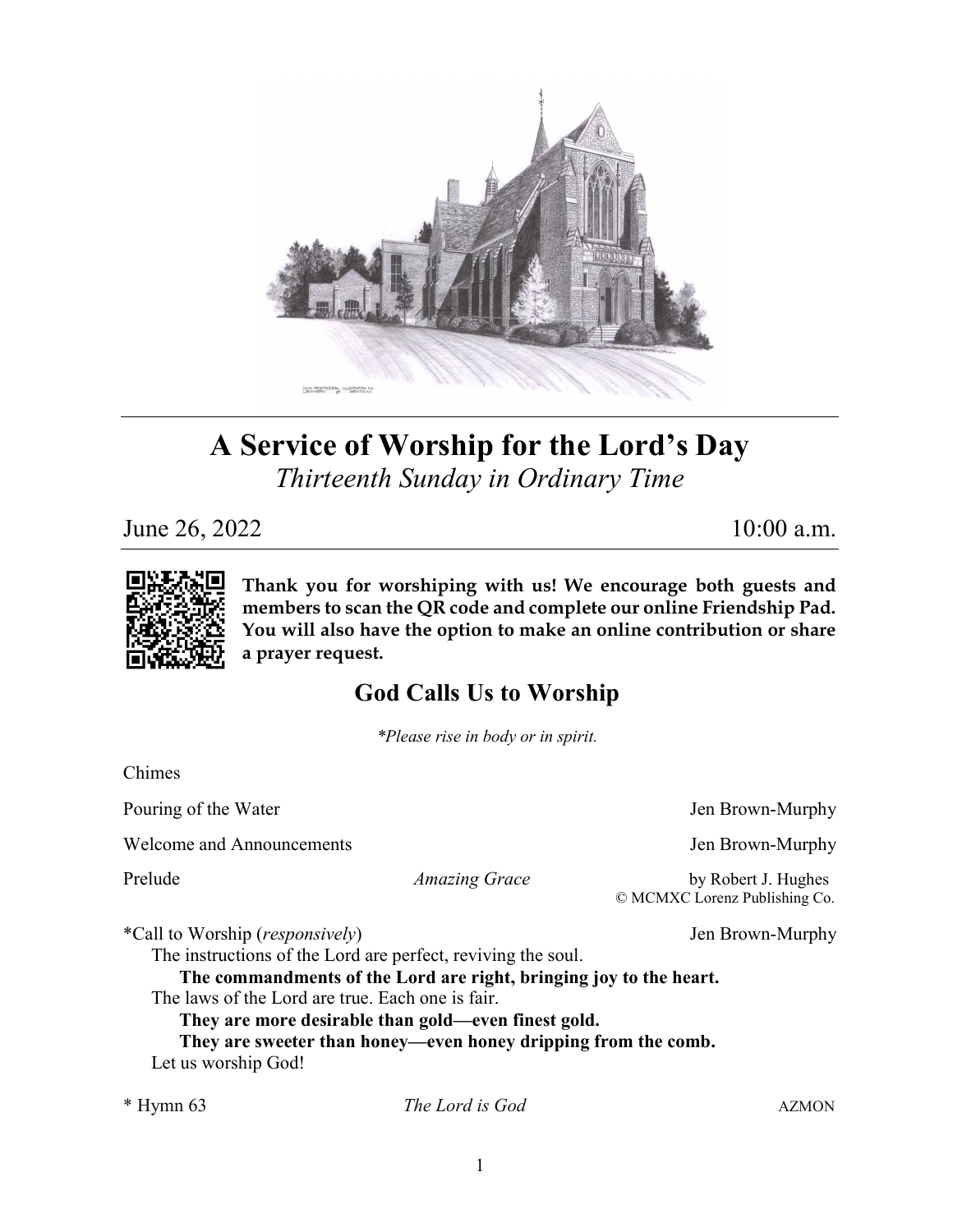# A Service of Worship for the Lord's Day

*Thirteenth Sunday in Ordinary Time*

June 26, 2022 10:00 a.m.

**Thank you for worshiping with us! We encourage both guests and members to scan the QR code and complete our online Friendship Pad. You will also have the option to make an online contribution or share a prayer request.**

## God Calls Us to Worship

*\*Please rise in body or in spirit.*

Chimes

Pouring of the Water — Jen Brown-Murphy

Welcome and Announcements — Jen Brown-Murphy

Prelude — *Amazing Grace* — by Robert J. Hughes
© MCMXC Lorenz Publishing Co.

*Call to Worship (*responsively*) — Jen Brown-Murphy

The instructions of the Lord are perfect, reviving the soul.
**The commandments of the Lord are right, bringing joy to the heart.**
The laws of the Lord are true. Each one is fair.
**They are more desirable than gold—even finest gold.**
**They are sweeter than honey—even honey dripping from the comb.**
Let us worship God!

* Hymn 63 — *The Lord is God* — AZMON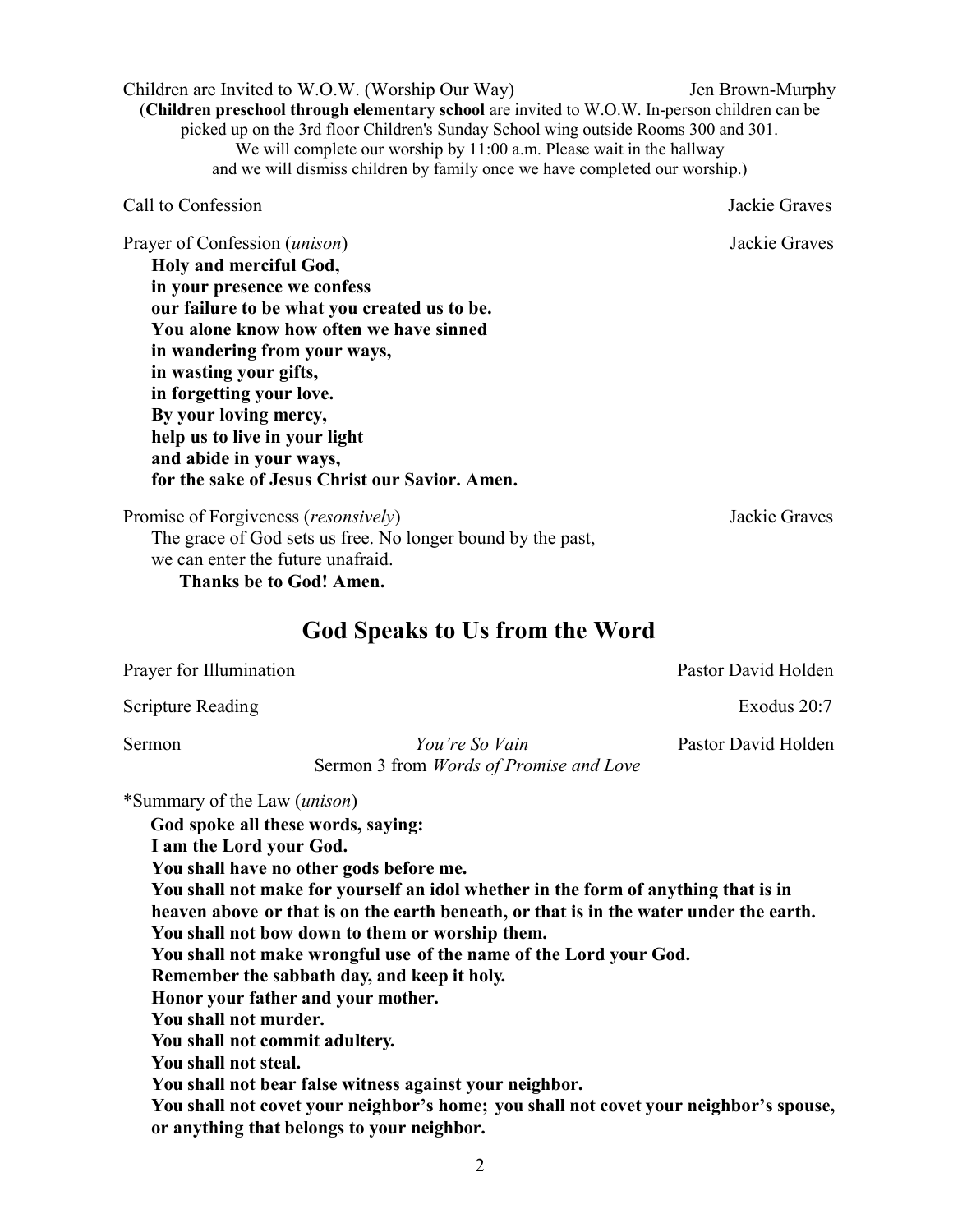Children are Invited to W.O.W. (Worship Our Way) Jen Brown-Murphy

(**Children preschool through elementary school** are invited to W.O.W. In-person children can be picked up on the 3rd floor Children's Sunday School wing outside Rooms 300 and 301. We will complete our worship by 11:00 a.m. Please wait in the hallway and we will dismiss children by family once we have completed our worship.)

Call to Confession Jackie Graves

Prayer of Confession (*unison*) Jackie Graves

**Holy and merciful God,**
**in your presence we confess**
**our failure to be what you created us to be.**
**You alone know how often we have sinned**
**in wandering from your ways,**
**in wasting your gifts,**
**in forgetting your love.**
**By your loving mercy,**
**help us to live in your light**
**and abide in your ways,**
**for the sake of Jesus Christ our Savior. Amen.**

Promise of Forgiveness (*resonsively*) Jackie Graves

The grace of God sets us free. No longer bound by the past,
we can enter the future unafraid.
**Thanks be to God! Amen.**

## God Speaks to Us from the Word

Prayer for Illumination Pastor David Holden

Scripture Reading Exodus 20:7

Sermon *You're So Vain* Pastor David Holden
Sermon 3 from *Words of Promise and Love*

*Summary of the Law (*unison*)

**God spoke all these words, saying:**
**I am the Lord your God.**
**You shall have no other gods before me.**
**You shall not make for yourself an idol whether in the form of anything that is in heaven above or that is on the earth beneath, or that is in the water under the earth.**
**You shall not bow down to them or worship them.**
**You shall not make wrongful use of the name of the Lord your God.**
**Remember the sabbath day, and keep it holy.**
**Honor your father and your mother.**
**You shall not murder.**
**You shall not commit adultery.**
**You shall not steal.**
**You shall not bear false witness against your neighbor.**
**You shall not covet your neighbor's home; you shall not covet your neighbor's spouse, or anything that belongs to your neighbor.**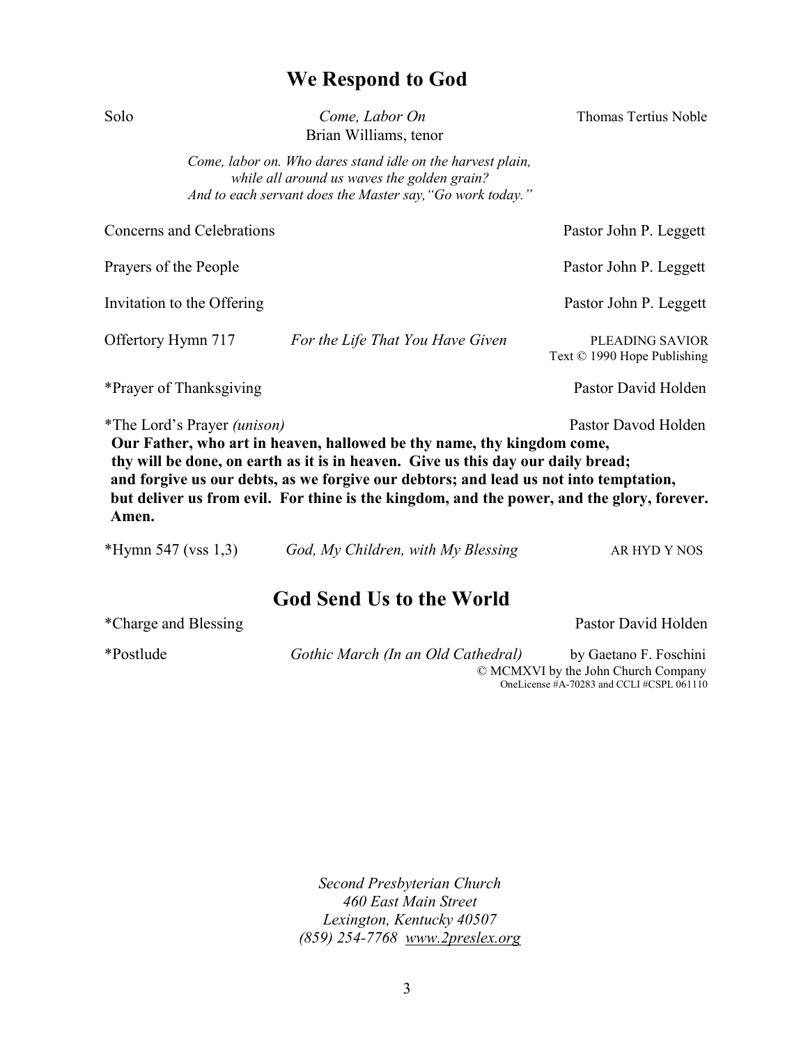## We Respond to God

Solo — *Come, Labor On* — Thomas Tertius Noble
Brian Williams, tenor

*Come, labor on. Who dares stand idle on the harvest plain,*
*while all around us waves the golden grain?*
*And to each servant does the Master say, "Go work today."*

Concerns and Celebrations — Pastor John P. Leggett

Prayers of the People — Pastor John P. Leggett

Invitation to the Offering — Pastor John P. Leggett

Offertory Hymn 717 — *For the Life That You Have Given* — PLEADING SAVIOR
Text © 1990 Hope Publishing

*Prayer of Thanksgiving — Pastor David Holden

*The Lord's Prayer *(unison)* — Pastor Davod Holden

**Our Father, who art in heaven, hallowed be thy name, thy kingdom come, thy will be done, on earth as it is in heaven. Give us this day our daily bread; and forgive us our debts, as we forgive our debtors; and lead us not into temptation, but deliver us from evil. For thine is the kingdom, and the power, and the glory, forever. Amen.**

*Hymn 547 (vss 1,3) — *God, My Children, with My Blessing* — AR HYD Y NOS

## God Send Us to the World

*Charge and Blessing — Pastor David Holden

*Postlude — *Gothic March (In an Old Cathedral)* — by Gaetano F. Foschini
© MCMXVI by the John Church Company
OneLicense #A-70283 and CCLI #CSPL 061110

*Second Presbyterian Church*
*460 East Main Street*
*Lexington, Kentucky 40507*
*(859) 254-7768 www.2preslex.org*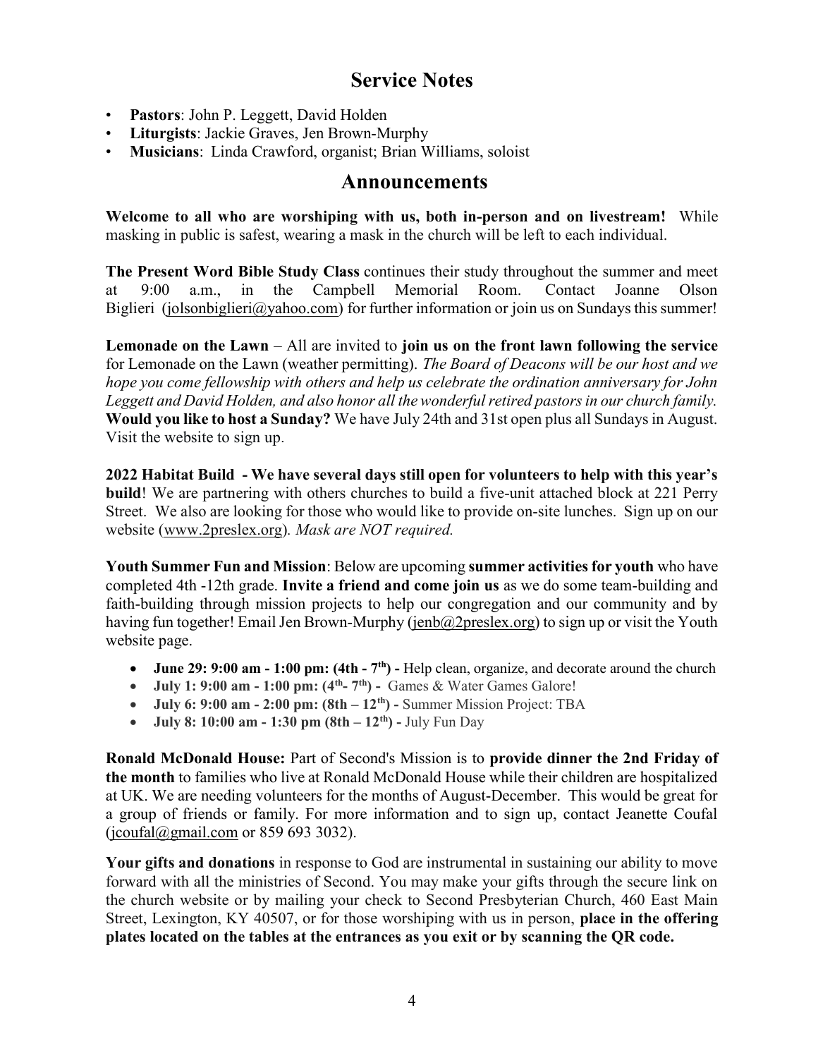## Service Notes

- **Pastors**: John P. Leggett, David Holden
- **Liturgists**: Jackie Graves, Jen Brown-Murphy
- **Musicians**: Linda Crawford, organist; Brian Williams, soloist

## Announcements

**Welcome to all who are worshiping with us, both in-person and on livestream!** While masking in public is safest, wearing a mask in the church will be left to each individual.

**The Present Word Bible Study Class** continues their study throughout the summer and meet at 9:00 a.m., in the Campbell Memorial Room. Contact Joanne Olson Biglieri (jolsonbiglieri@yahoo.com) for further information or join us on Sundays this summer!

**Lemonade on the Lawn** – All are invited to **join us on the front lawn following the service** for Lemonade on the Lawn (weather permitting). *The Board of Deacons will be our host and we hope you come fellowship with others and help us celebrate the ordination anniversary for John Leggett and David Holden, and also honor all the wonderful retired pastors in our church family.* **Would you like to host a Sunday?** We have July 24th and 31st open plus all Sundays in August. Visit the website to sign up.

**2022 Habitat Build - We have several days still open for volunteers to help with this year's build**! We are partnering with others churches to build a five-unit attached block at 221 Perry Street. We also are looking for those who would like to provide on-site lunches. Sign up on our website (www.2preslex.org). *Mask are NOT required.*

**Youth Summer Fun and Mission**: Below are upcoming **summer activities for youth** who have completed 4th -12th grade. **Invite a friend and come join us** as we do some team-building and faith-building through mission projects to help our congregation and our community and by having fun together! Email Jen Brown-Murphy (jenb@2preslex.org) to sign up or visit the Youth website page.

- **June 29: 9:00 am - 1:00 pm: (4th - 7th) -** Help clean, organize, and decorate around the church
- **July 1: 9:00 am - 1:00 pm: (4th- 7th) -** Games & Water Games Galore!
- **July 6: 9:00 am - 2:00 pm: (8th – 12th) -** Summer Mission Project: TBA
- **July 8: 10:00 am - 1:30 pm (8th – 12th) -** July Fun Day

**Ronald McDonald House:** Part of Second's Mission is to **provide dinner the 2nd Friday of the month** to families who live at Ronald McDonald House while their children are hospitalized at UK. We are needing volunteers for the months of August-December. This would be great for a group of friends or family. For more information and to sign up, contact Jeanette Coufal (jcoufal@gmail.com or 859 693 3032).

**Your gifts and donations** in response to God are instrumental in sustaining our ability to move forward with all the ministries of Second. You may make your gifts through the secure link on the church website or by mailing your check to Second Presbyterian Church, 460 East Main Street, Lexington, KY 40507, or for those worshiping with us in person, **place in the offering plates located on the tables at the entrances as you exit or by scanning the QR code.**